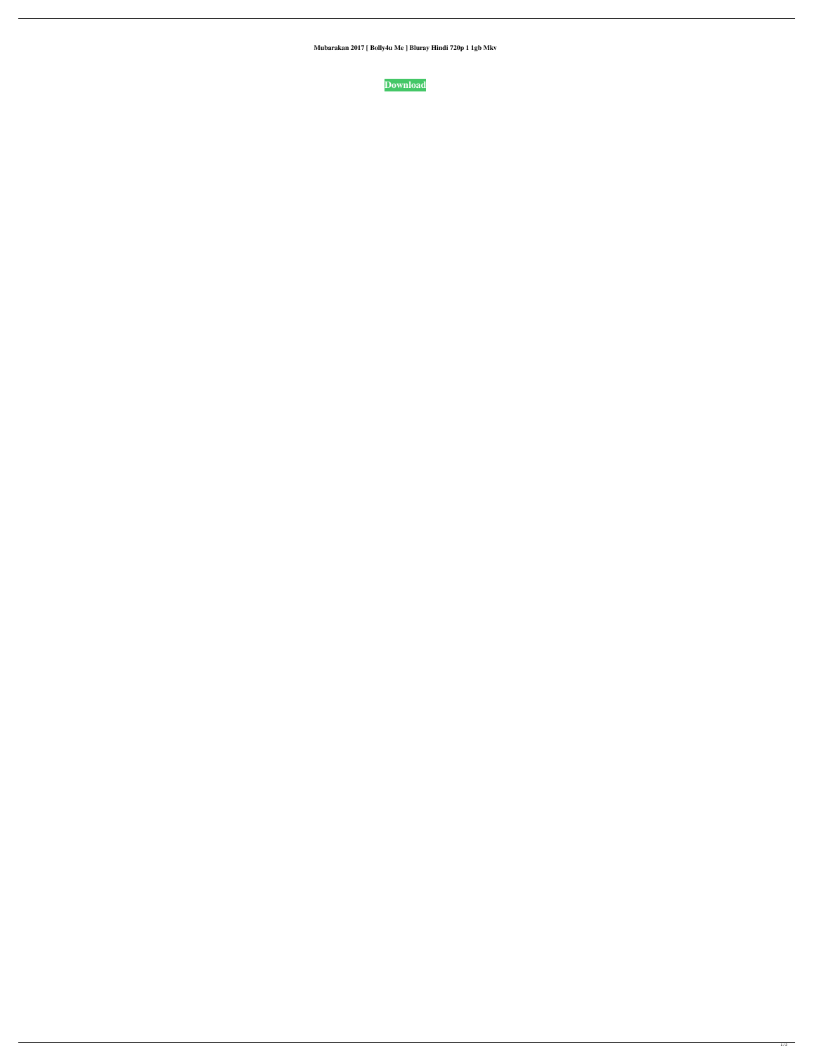**Mubarakan 2017 [ Bolly4u Me ] Bluray Hindi 720p 1 1gb Mkv**

**Download**